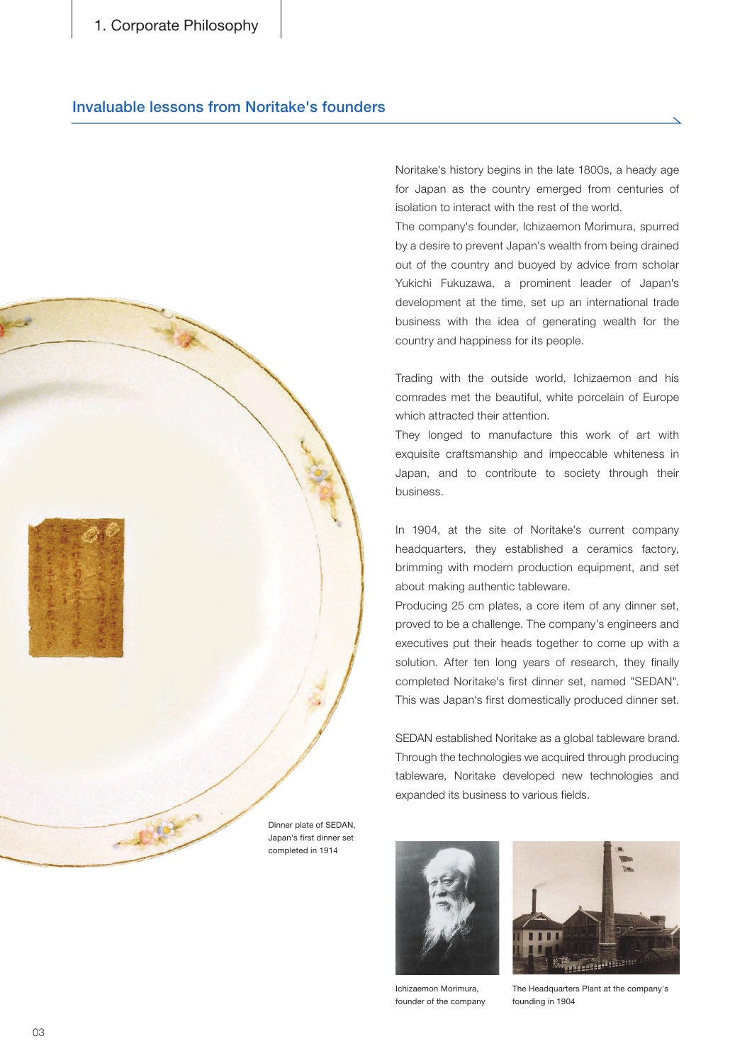# 1. Corporate Philosophy

## Invaluable lessons from Noritake's founders

Noritake's history begins in the late 1800s, a heady age for Japan as the country emerged from centuries of isolation to interact with the rest of the world.

The company's founder, Ichizaemon Morimura, spurred by a desire to prevent Japan's wealth from being drained out of the country and buoyed by advice from scholar Yukichi Fukuzawa, a prominent leader of Japan's development at the time, set up an international trade business with the idea of generating wealth for the country and happiness for its people.

Trading with the outside world, Ichizaemon and his comrades met the beautiful, white porcelain of Europe which attracted their attention.

They longed to manufacture this work of art with exquisite craftsmanship and impeccable whiteness in Japan, and to contribute to society through their business.

In 1904, at the site of Noritake's current company headquarters, they established a ceramics factory, brimming with modern production equipment, and set about making authentic tableware.

Producing 25 cm plates, a core item of any dinner set, proved to be a challenge. The company's engineers and executives put their heads together to come up with a solution. After ten long years of research, they finally completed Noritake's first dinner set, named "SEDAN". This was Japan's first domestically produced dinner set.

SEDAN established Noritake as a global tableware brand. Through the technologies we acquired through producing tableware, Noritake developed new technologies and expanded its business to various fields.

Dinner plate of SEDAN, Japan's first dinner set completed in 1914

Ichizaemon Morimura, founder of the company

The Headquarters Plant at the company's founding in 1904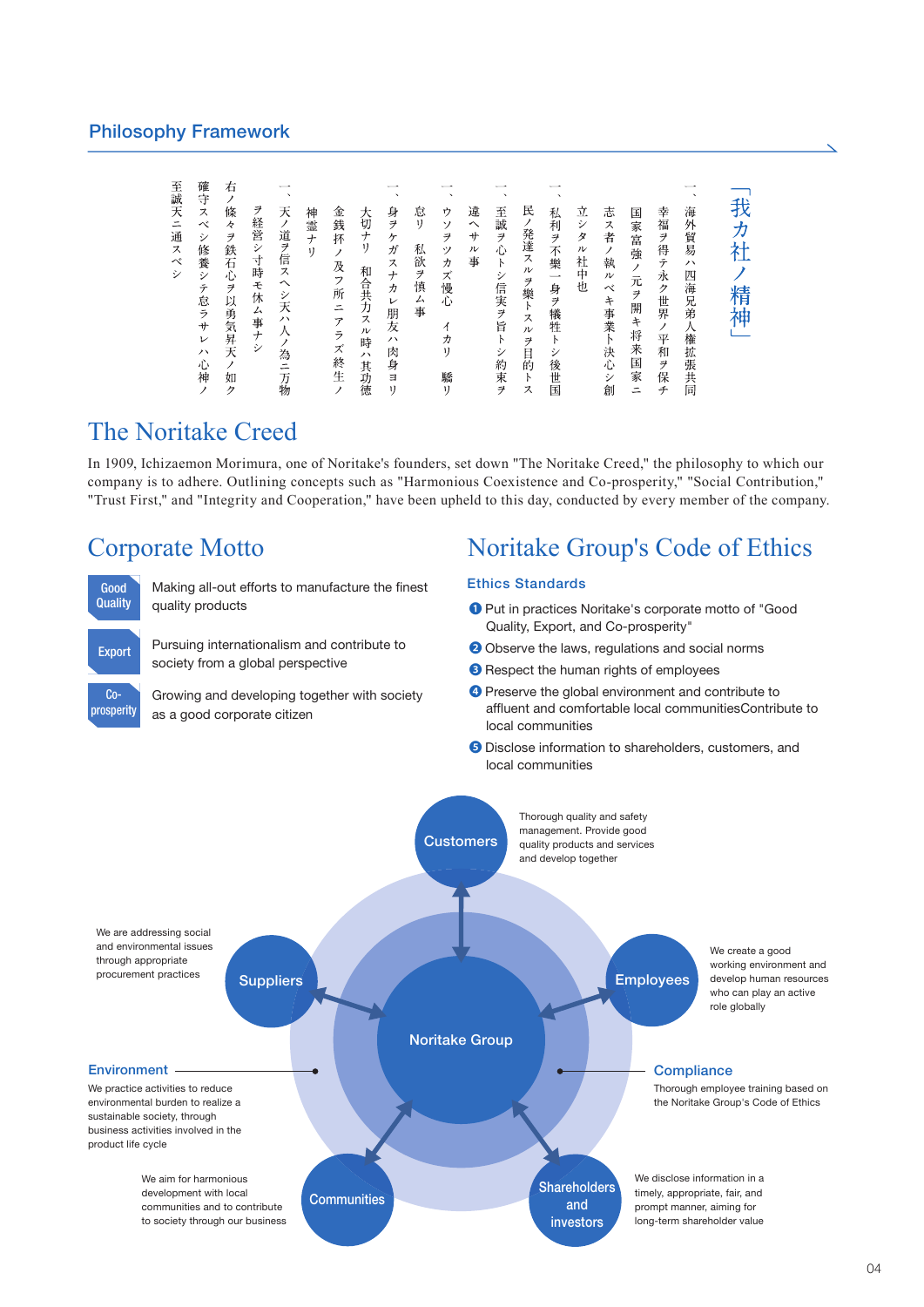## Philosophy Framework

「我カ社ノ精神」

一、海外貿易ハ四海兄弟人権拡張共同幸福ヲ得テ永ク世界ノ平和ヲ保チ国家富強ノ元ヲ開キ将来国家ニ志ス者ノ執ルベキ事業ト決心シ創立シタル社中也

一、私利ヲ不樂一身ヲ犠牲トシ後世国民ノ発達スルヲ樂トスルヲ目的トス

一、至誠ヲ心トシ信実ヲ旨トシ約束ヲ違ヘサル事

一、ウソヲツカズ慢心　イカリ　驕リ怠リ　私欲ヲ慎ム事

一、身ヲケガスナカレ朋友ハ肉身ヨリ大切ナリ　和合共力スル時ハ其功徳金銭抔ノ及フ所ニアラズ終生ノ神霊ナリ

一、天ノ道ヲ信スヘシ天ハ人ノ為ニ万物ヲ経営シ寸時モ休ム事ナシ

右ノ條々ヲ鉄石心ヲ以勇気昇天ノ如ク確守スベシ修養シテ怠ラサレハ心神ノ至誠天ニ通スベシ

# The Noritake Creed

In 1909, Ichizaemon Morimura, one of Noritake's founders, set down "The Noritake Creed," the philosophy to which our company is to adhere. Outlining concepts such as "Harmonious Coexistence and Co-prosperity," "Social Contribution," "Trust First," and "Integrity and Cooperation," have been upheld to this day, conducted by every member of the company.

# Corporate Motto

**Good Quality** Making all-out efforts to manufacture the finest quality products

**Export** Pursuing internationalism and contribute to society from a global perspective

**Co-prosperity** Growing and developing together with society as a good corporate citizen

# Noritake Group's Code of Ethics

### Ethics Standards

1. Put in practices Noritake's corporate motto of "Good Quality, Export, and Co-prosperity"
2. Observe the laws, regulations and social norms
3. Respect the human rights of employees
4. Preserve the global environment and contribute to affluent and comfortable local communitiesContribute to local communities
5. Disclose information to shareholders, customers, and local communities

Noritake Group

Customers

Thorough quality and safety management. Provide good quality products and services and develop together

Suppliers

We are addressing social and environmental issues through appropriate procurement practices

Employees

We create a good working environment and develop human resources who can play an active role globally

Environment

We practice activities to reduce environmental burden to realize a sustainable society, through business activities involved in the product life cycle

Compliance

Thorough employee training based on the Noritake Group's Code of Ethics

Communities

We aim for harmonious development with local communities and to contribute to society through our business

Shareholders and investors

We disclose information in a timely, appropriate, fair, and prompt manner, aiming for long-term shareholder value